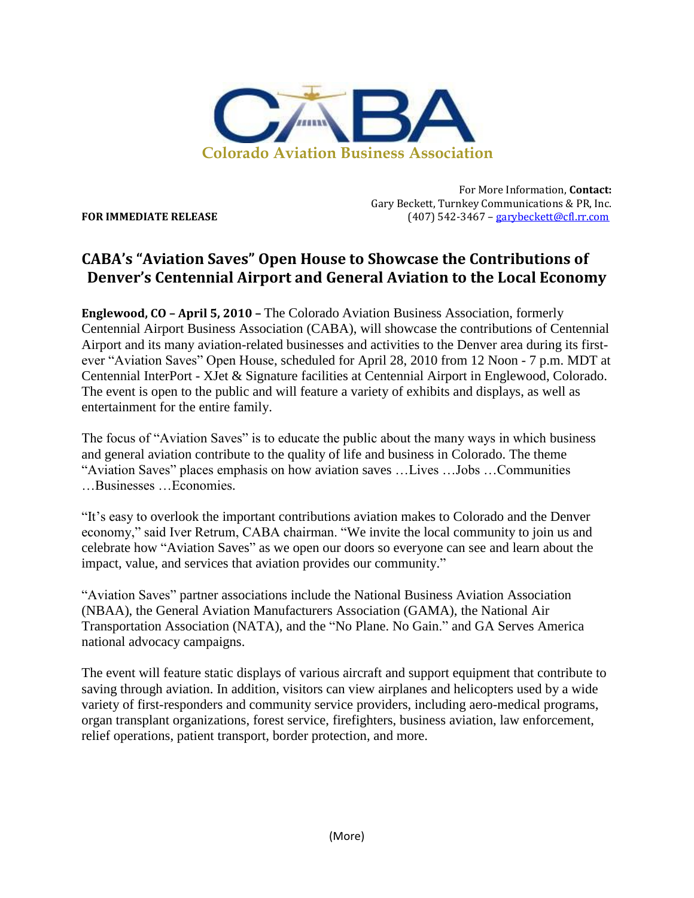**CABA**

**Colorado Aviation Business Association**

For More Information, **Contact:**
Gary Beckett, Turnkey Communications & PR, Inc.
(407) 542-3467 – garybeckett@cfl.rr.com

**FOR IMMEDIATE RELEASE**

# CABA's "Aviation Saves" Open House to Showcase the Contributions of Denver's Centennial Airport and General Aviation to the Local Economy

**Englewood, CO – April 5, 2010 –** The Colorado Aviation Business Association, formerly Centennial Airport Business Association (CABA), will showcase the contributions of Centennial Airport and its many aviation-related businesses and activities to the Denver area during its first-ever "Aviation Saves" Open House, scheduled for April 28, 2010 from 12 Noon - 7 p.m. MDT at Centennial InterPort - XJet & Signature facilities at Centennial Airport in Englewood, Colorado. The event is open to the public and will feature a variety of exhibits and displays, as well as entertainment for the entire family.

The focus of "Aviation Saves" is to educate the public about the many ways in which business and general aviation contribute to the quality of life and business in Colorado. The theme "Aviation Saves" places emphasis on how aviation saves …Lives …Jobs …Communities …Businesses …Economies.

"It's easy to overlook the important contributions aviation makes to Colorado and the Denver economy," said Iver Retrum, CABA chairman. "We invite the local community to join us and celebrate how "Aviation Saves" as we open our doors so everyone can see and learn about the impact, value, and services that aviation provides our community."

"Aviation Saves" partner associations include the National Business Aviation Association (NBAA), the General Aviation Manufacturers Association (GAMA), the National Air Transportation Association (NATA), and the "No Plane. No Gain." and GA Serves America national advocacy campaigns.

The event will feature static displays of various aircraft and support equipment that contribute to saving through aviation. In addition, visitors can view airplanes and helicopters used by a wide variety of first-responders and community service providers, including aero-medical programs, organ transplant organizations, forest service, firefighters, business aviation, law enforcement, relief operations, patient transport, border protection, and more.

(More)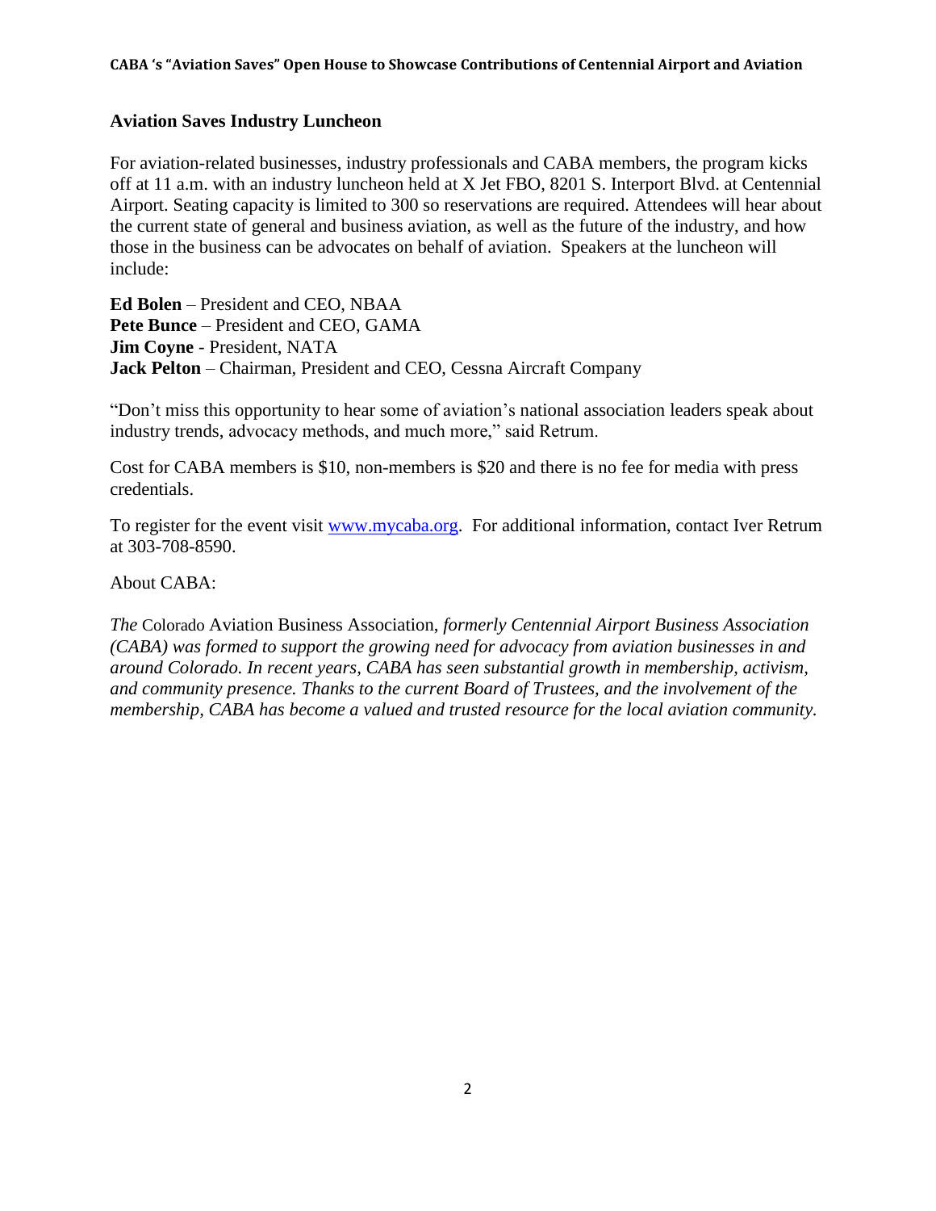## Aviation Saves Industry Luncheon

For aviation-related businesses, industry professionals and CABA members, the program kicks off at 11 a.m. with an industry luncheon held at X Jet FBO, 8201 S. Interport Blvd. at Centennial Airport. Seating capacity is limited to 300 so reservations are required. Attendees will hear about the current state of general and business aviation, as well as the future of the industry, and how those in the business can be advocates on behalf of aviation. Speakers at the luncheon will include:

**Ed Bolen** – President and CEO, NBAA
**Pete Bunce** – President and CEO, GAMA
**Jim Coyne** - President, NATA
**Jack Pelton** – Chairman, President and CEO, Cessna Aircraft Company

"Don't miss this opportunity to hear some of aviation's national association leaders speak about industry trends, advocacy methods, and much more," said Retrum.

Cost for CABA members is $10, non-members is $20 and there is no fee for media with press credentials.

To register for the event visit www.mycaba.org. For additional information, contact Iver Retrum at 303-708-8590.

About CABA:

*The* Colorado Aviation Business Association, *formerly Centennial Airport Business Association (CABA) was formed to support the growing need for advocacy from aviation businesses in and around Colorado. In recent years, CABA has seen substantial growth in membership, activism, and community presence. Thanks to the current Board of Trustees, and the involvement of the membership, CABA has become a valued and trusted resource for the local aviation community.*